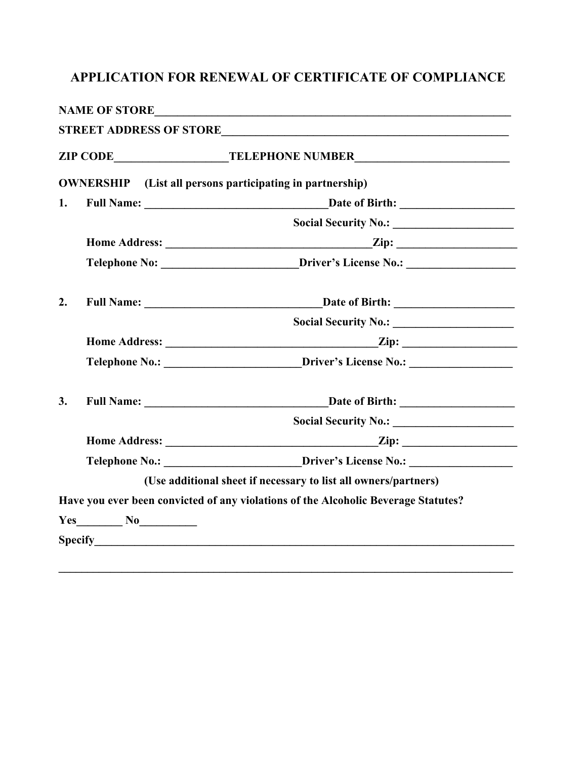# APPLICATION FOR RENEWAL OF CERTIFICATE OF COMPLIANCE

**NAME OF STORE**_______________________________________________________________

**STREET ADDRESS OF STORE**____________________________________________________

**ZIP CODE**__________________**TELEPHONE NUMBER**___________________________

**OWNERSHIP** **(List all persons participating in partnership)**

**1.** **Full Name:** _______________________________**Date of Birth:** ___________________

**Social Security No.:** ____________________

**Home Address:** __________________________________**Zip:** ____________________

**Telephone No:** ______________________**Driver's License No.:** __________________

**2.** **Full Name:** ______________________________**Date of Birth:** ____________________

**Social Security No.:** ____________________

**Home Address:** ___________________________________**Zip:** ___________________

**Telephone No.:** ______________________**Driver's License No.:** _________________

**3.** **Full Name:** _______________________________**Date of Birth:** ___________________

**Social Security No.:** ____________________

**Home Address:** ___________________________________**Zip:** ___________________

**Telephone No.:** ______________________**Driver's License No.:** _________________

**(Use additional sheet if necessary to list all owners/partners)**

**Have you ever been convicted of any violations of the Alcoholic Beverage Statutes?**

**Yes**________ **No**__________

**Specify**___________________________________________________________________________

______________________________________________________________________________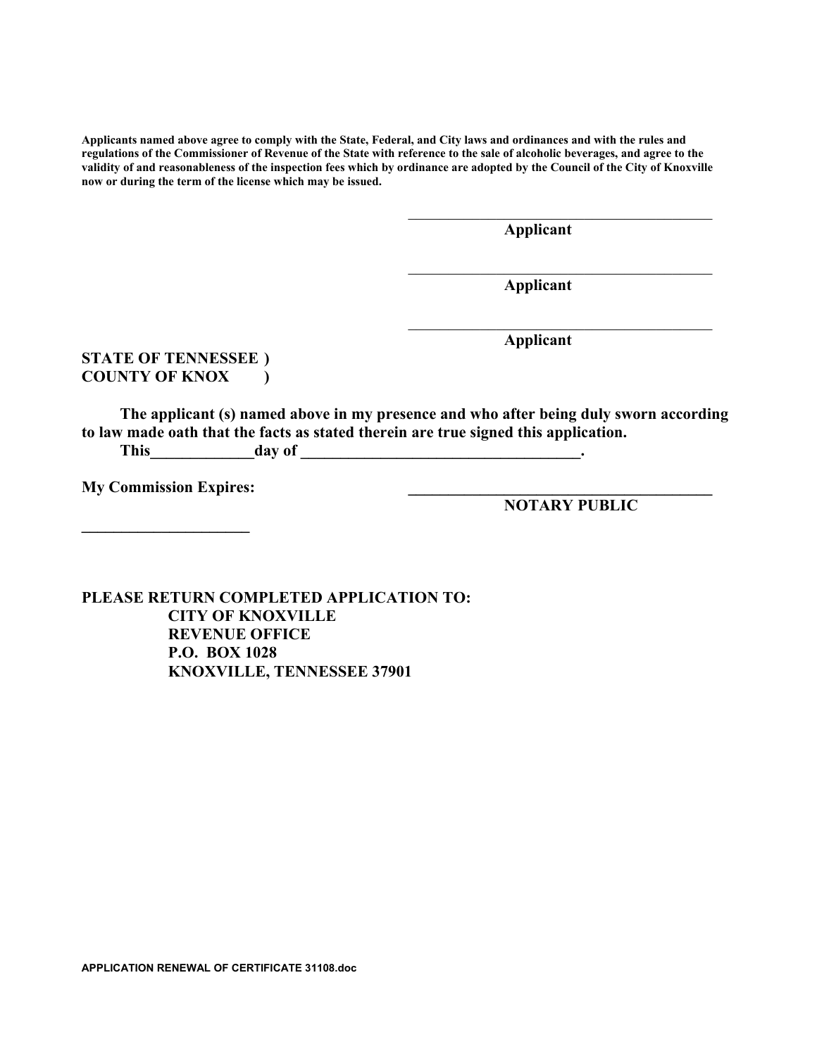**Applicants named above agree to comply with the State, Federal, and City laws and ordinances and with the rules and regulations of the Commissioner of Revenue of the State with reference to the sale of alcoholic beverages, and agree to the validity of and reasonableness of the inspection fees which by ordinance are adopted by the Council of the City of Knoxville now or during the term of the license which may be issued.**

\_\_\_\_\_\_\_\_\_\_\_\_\_\_\_\_\_\_\_\_\_\_\_\_\_\_\_\_\_\_\_\_\_\_\_\_\_\_\_\_
**Applicant**

\_\_\_\_\_\_\_\_\_\_\_\_\_\_\_\_\_\_\_\_\_\_\_\_\_\_\_\_\_\_\_\_\_\_\_\_\_\_\_\_
**Applicant**

\_\_\_\_\_\_\_\_\_\_\_\_\_\_\_\_\_\_\_\_\_\_\_\_\_\_\_\_\_\_\_\_\_\_\_\_\_\_\_\_
**Applicant**

**STATE OF TENNESSEE )**
**COUNTY OF KNOX )**

**The applicant (s) named above in my presence and who after being duly sworn according to law made oath that the facts as stated therein are true signed this application.**
**This\_\_\_\_\_\_\_\_\_\_\_\_\_day of \_\_\_\_\_\_\_\_\_\_\_\_\_\_\_\_\_\_\_\_\_\_\_\_\_\_\_\_\_\_\_\_\_\_\_\_.**

**My Commission Expires:** \_\_\_\_\_\_\_\_\_\_\_\_\_\_\_\_\_\_\_\_\_\_\_\_\_\_\_\_\_\_\_\_\_\_\_\_\_\_\_\_
**NOTARY PUBLIC**

\_\_\_\_\_\_\_\_\_\_\_\_\_\_\_\_\_\_\_\_\_

**PLEASE RETURN COMPLETED APPLICATION TO:**
**CITY OF KNOXVILLE**
**REVENUE OFFICE**
**P.O. BOX 1028**
**KNOXVILLE, TENNESSEE 37901**

**APPLICATION RENEWAL OF CERTIFICATE 31108.doc**